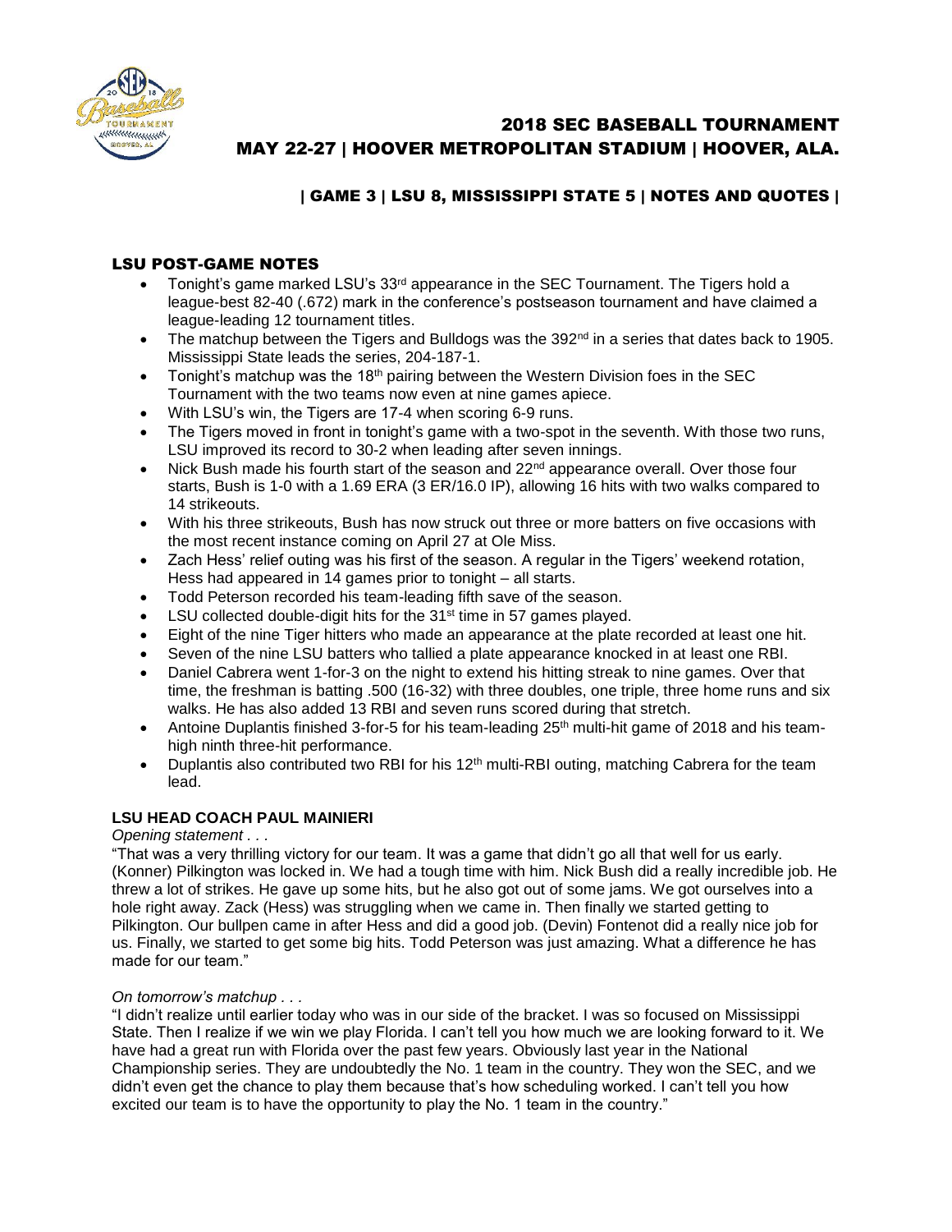# 2018 SEC BASEBALL TOURNAMENT

## MAY 22-27 | HOOVER METROPOLITAN STADIUM | HOOVER, ALA.

### | GAME 3 | LSU 8, MISSISSIPPI STATE 5 | NOTES AND QUOTES |

## LSU POST-GAME NOTES

- Tonight's game marked LSU's 33rd appearance in the SEC Tournament. The Tigers hold a league-best 82-40 (.672) mark in the conference's postseason tournament and have claimed a league-leading 12 tournament titles.
- The matchup between the Tigers and Bulldogs was the 392nd in a series that dates back to 1905. Mississippi State leads the series, 204-187-1.
- Tonight's matchup was the 18th pairing between the Western Division foes in the SEC Tournament with the two teams now even at nine games apiece.
- With LSU's win, the Tigers are 17-4 when scoring 6-9 runs.
- The Tigers moved in front in tonight's game with a two-spot in the seventh. With those two runs, LSU improved its record to 30-2 when leading after seven innings.
- Nick Bush made his fourth start of the season and 22nd appearance overall. Over those four starts, Bush is 1-0 with a 1.69 ERA (3 ER/16.0 IP), allowing 16 hits with two walks compared to 14 strikeouts.
- With his three strikeouts, Bush has now struck out three or more batters on five occasions with the most recent instance coming on April 27 at Ole Miss.
- Zach Hess' relief outing was his first of the season. A regular in the Tigers' weekend rotation, Hess had appeared in 14 games prior to tonight – all starts.
- Todd Peterson recorded his team-leading fifth save of the season.
- LSU collected double-digit hits for the 31st time in 57 games played.
- Eight of the nine Tiger hitters who made an appearance at the plate recorded at least one hit.
- Seven of the nine LSU batters who tallied a plate appearance knocked in at least one RBI.
- Daniel Cabrera went 1-for-3 on the night to extend his hitting streak to nine games. Over that time, the freshman is batting .500 (16-32) with three doubles, one triple, three home runs and six walks. He has also added 13 RBI and seven runs scored during that stretch.
- Antoine Duplantis finished 3-for-5 for his team-leading 25th multi-hit game of 2018 and his team-high ninth three-hit performance.
- Duplantis also contributed two RBI for his 12th multi-RBI outing, matching Cabrera for the team lead.

**LSU HEAD COACH PAUL MAINIERI**

*Opening statement . . .*

"That was a very thrilling victory for our team. It was a game that didn't go all that well for us early. (Konner) Pilkington was locked in. We had a tough time with him. Nick Bush did a really incredible job. He threw a lot of strikes. He gave up some hits, but he also got out of some jams. We got ourselves into a hole right away. Zack (Hess) was struggling when we came in. Then finally we started getting to Pilkington. Our bullpen came in after Hess and did a good job. (Devin) Fontenot did a really nice job for us. Finally, we started to get some big hits. Todd Peterson was just amazing. What a difference he has made for our team."

*On tomorrow's matchup . . .*

"I didn't realize until earlier today who was in our side of the bracket. I was so focused on Mississippi State. Then I realize if we win we play Florida. I can't tell you how much we are looking forward to it. We have had a great run with Florida over the past few years. Obviously last year in the National Championship series. They are undoubtedly the No. 1 team in the country. They won the SEC, and we didn't even get the chance to play them because that's how scheduling worked. I can't tell you how excited our team is to have the opportunity to play the No. 1 team in the country."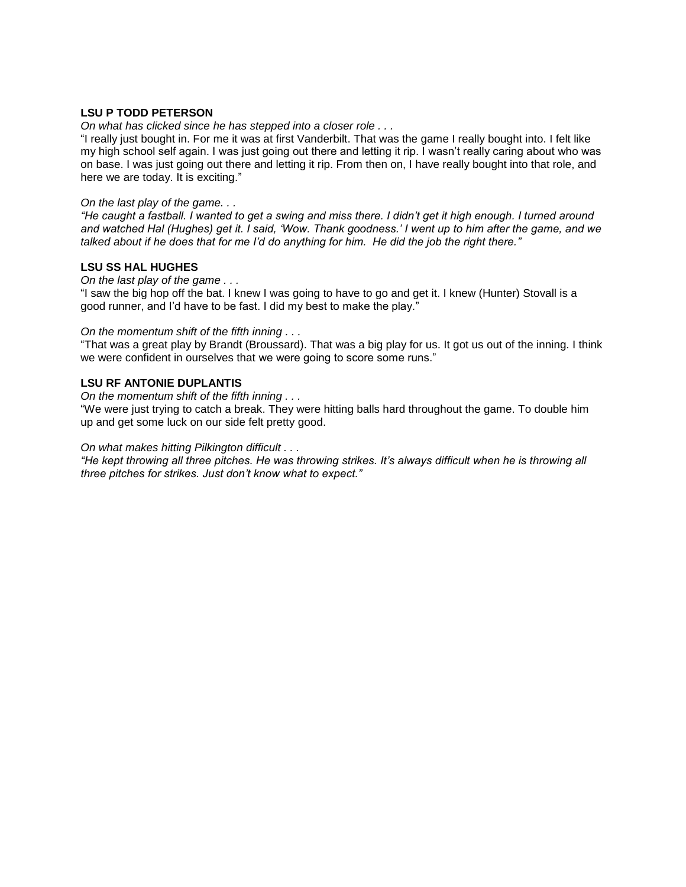**LSU P TODD PETERSON**

*On what has clicked since he has stepped into a closer role . . .*

"I really just bought in. For me it was at first Vanderbilt. That was the game I really bought into. I felt like my high school self again. I was just going out there and letting it rip. I wasn't really caring about who was on base. I was just going out there and letting it rip. From then on, I have really bought into that role, and here we are today. It is exciting."

*On the last play of the game. . .*

*"He caught a fastball. I wanted to get a swing and miss there. I didn't get it high enough. I turned around and watched Hal (Hughes) get it. I said, 'Wow. Thank goodness.' I went up to him after the game, and we talked about if he does that for me I'd do anything for him.  He did the job the right there."*

**LSU SS HAL HUGHES**

*On the last play of the game . . .*

"I saw the big hop off the bat. I knew I was going to have to go and get it. I knew (Hunter) Stovall is a good runner, and I'd have to be fast. I did my best to make the play."

*On the momentum shift of the fifth inning . . .*

"That was a great play by Brandt (Broussard). That was a big play for us. It got us out of the inning. I think we were confident in ourselves that we were going to score some runs."

**LSU RF ANTONIE DUPLANTIS**

*On the momentum shift of the fifth inning . . .*

"We were just trying to catch a break. They were hitting balls hard throughout the game. To double him up and get some luck on our side felt pretty good.

*On what makes hitting Pilkington difficult . . .*

*"He kept throwing all three pitches. He was throwing strikes. It's always difficult when he is throwing all three pitches for strikes. Just don't know what to expect."*